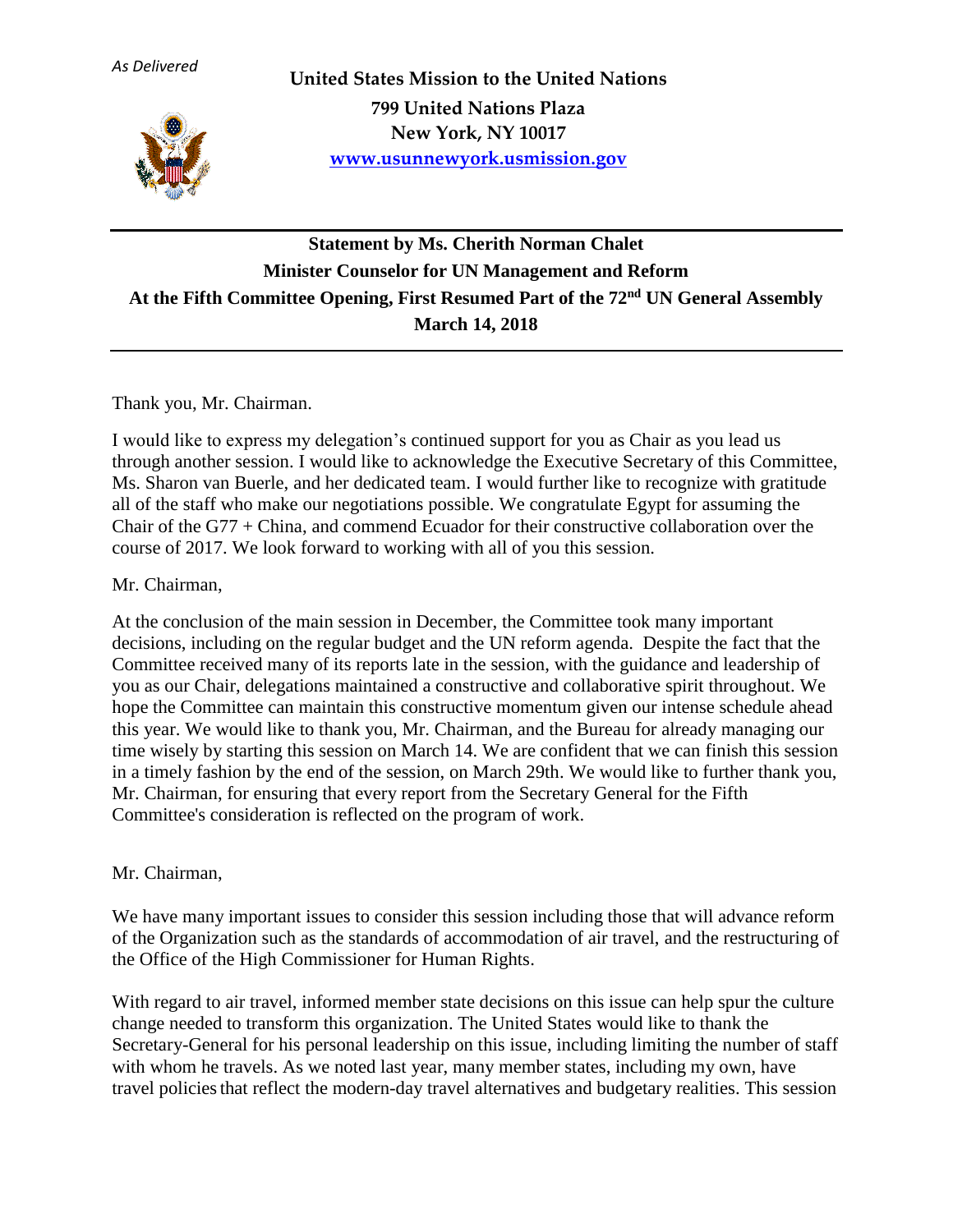*As Delivered*

**United States Mission to the United Nations**
**799 United Nations Plaza**
**New York, NY 10017**
**www.usunnewyork.usmission.gov**

---

**Statement by Ms. Cherith Norman Chalet**
**Minister Counselor for UN Management and Reform**
**At the Fifth Committee Opening, First Resumed Part of the 72nd UN General Assembly**
**March 14, 2018**

---

Thank you, Mr. Chairman.

I would like to express my delegation's continued support for you as Chair as you lead us through another session. I would like to acknowledge the Executive Secretary of this Committee, Ms. Sharon van Buerle, and her dedicated team. I would further like to recognize with gratitude all of the staff who make our negotiations possible. We congratulate Egypt for assuming the Chair of the G77 + China, and commend Ecuador for their constructive collaboration over the course of 2017. We look forward to working with all of you this session.

Mr. Chairman,

At the conclusion of the main session in December, the Committee took many important decisions, including on the regular budget and the UN reform agenda. Despite the fact that the Committee received many of its reports late in the session, with the guidance and leadership of you as our Chair, delegations maintained a constructive and collaborative spirit throughout. We hope the Committee can maintain this constructive momentum given our intense schedule ahead this year. We would like to thank you, Mr. Chairman, and the Bureau for already managing our time wisely by starting this session on March 14. We are confident that we can finish this session in a timely fashion by the end of the session, on March 29th. We would like to further thank you, Mr. Chairman, for ensuring that every report from the Secretary General for the Fifth Committee's consideration is reflected on the program of work.

Mr. Chairman,

We have many important issues to consider this session including those that will advance reform of the Organization such as the standards of accommodation of air travel, and the restructuring of the Office of the High Commissioner for Human Rights.

With regard to air travel, informed member state decisions on this issue can help spur the culture change needed to transform this organization. The United States would like to thank the Secretary-General for his personal leadership on this issue, including limiting the number of staff with whom he travels. As we noted last year, many member states, including my own, have travel policies that reflect the modern-day travel alternatives and budgetary realities. This session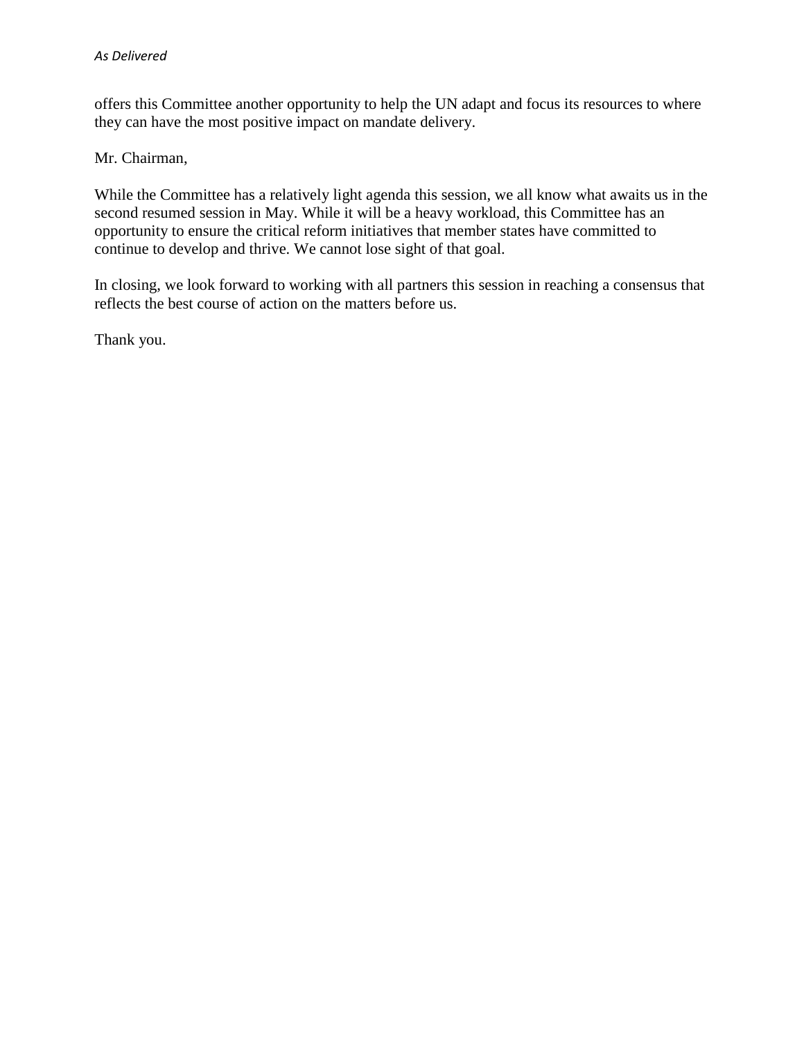offers this Committee another opportunity to help the UN adapt and focus its resources to where they can have the most positive impact on mandate delivery.

Mr. Chairman,

While the Committee has a relatively light agenda this session, we all know what awaits us in the second resumed session in May. While it will be a heavy workload, this Committee has an opportunity to ensure the critical reform initiatives that member states have committed to continue to develop and thrive. We cannot lose sight of that goal.

In closing, we look forward to working with all partners this session in reaching a consensus that reflects the best course of action on the matters before us.

Thank you.